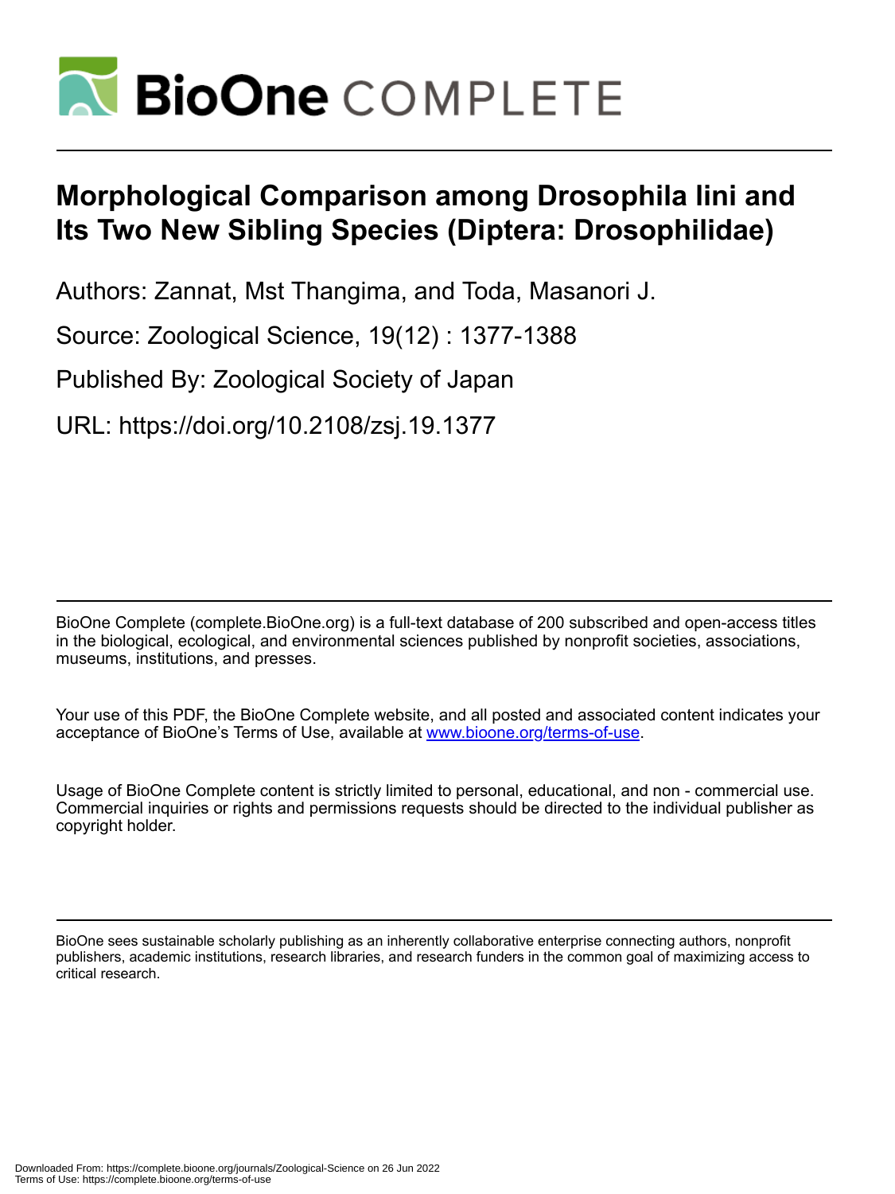# Morphological Comparison among Drosophila lini and Its Two New Sibling Species (Diptera: Drosophilidae)

Authors: Zannat, Mst Thangima, and Toda, Masanori J.

Source: Zoological Science, 19(12) : 1377-1388

Published By: Zoological Society of Japan

URL: https://doi.org/10.2108/zsj.19.1377

BioOne Complete (complete.BioOne.org) is a full-text database of 200 subscribed and open-access titles in the biological, ecological, and environmental sciences published by nonprofit societies, associations, museums, institutions, and presses.

Your use of this PDF, the BioOne Complete website, and all posted and associated content indicates your acceptance of BioOne's Terms of Use, available at www.bioone.org/terms-of-use.

Usage of BioOne Complete content is strictly limited to personal, educational, and non - commercial use. Commercial inquiries or rights and permissions requests should be directed to the individual publisher as copyright holder.

BioOne sees sustainable scholarly publishing as an inherently collaborative enterprise connecting authors, nonprofit publishers, academic institutions, research libraries, and research funders in the common goal of maximizing access to critical research.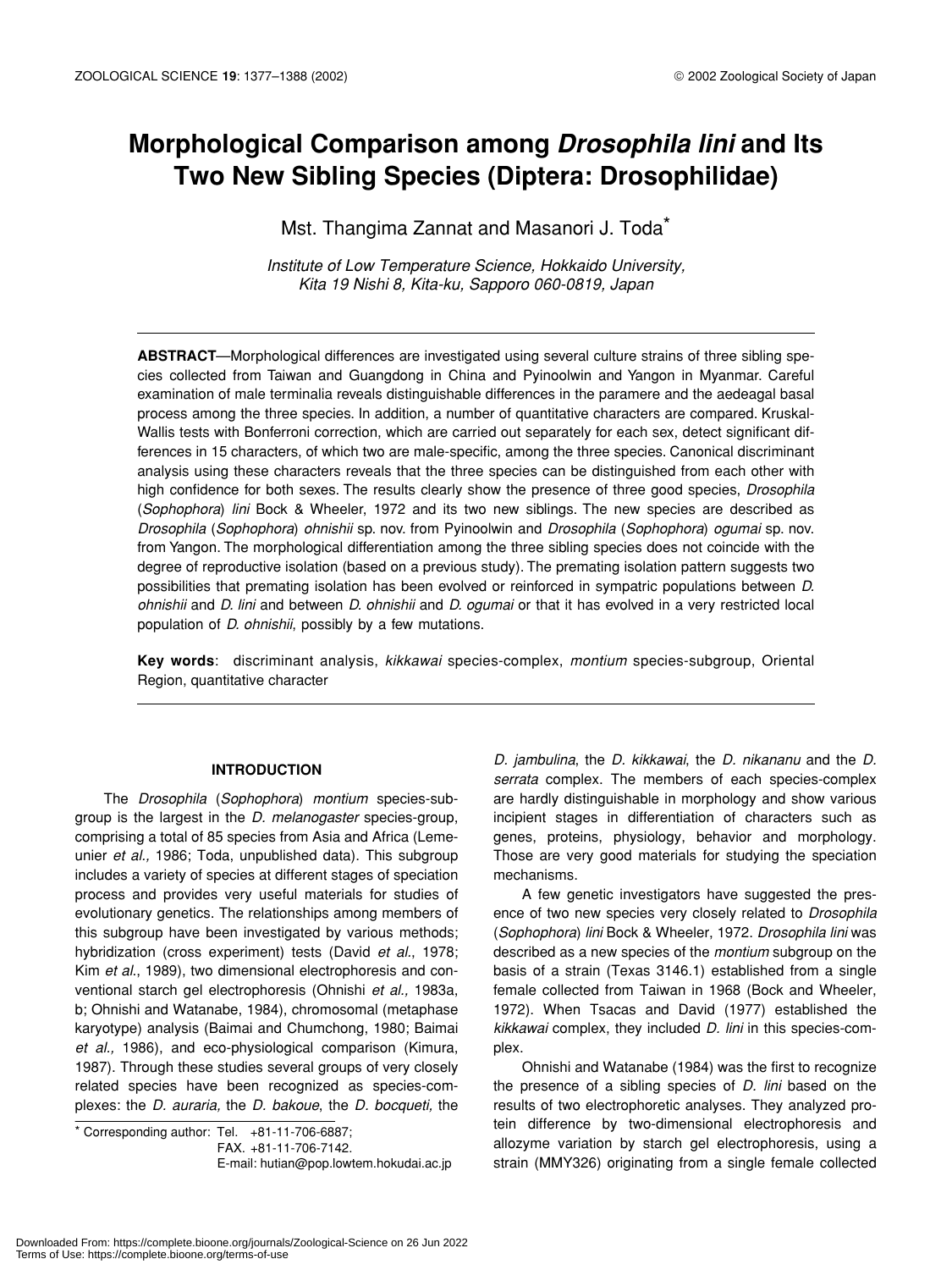# Morphological Comparison among *Drosophila lini* and Its Two New Sibling Species (Diptera: Drosophilidae)

Mst. Thangima Zannat and Masanori J. Toda*

*Institute of Low Temperature Science, Hokkaido University, Kita 19 Nishi 8, Kita-ku, Sapporo 060-0819, Japan*

**ABSTRACT**—Morphological differences are investigated using several culture strains of three sibling species collected from Taiwan and Guangdong in China and Pyinoolwin and Yangon in Myanmar. Careful examination of male terminalia reveals distinguishable differences in the paramere and the aedeagal basal process among the three species. In addition, a number of quantitative characters are compared. Kruskal-Wallis tests with Bonferroni correction, which are carried out separately for each sex, detect significant differences in 15 characters, of which two are male-specific, among the three species. Canonical discriminant analysis using these characters reveals that the three species can be distinguished from each other with high confidence for both sexes. The results clearly show the presence of three good species, *Drosophila* (*Sophophora*) *lini* Bock & Wheeler, 1972 and its two new siblings. The new species are described as *Drosophila* (*Sophophora*) *ohnishii* sp. nov. from Pyinoolwin and *Drosophila* (*Sophophora*) *ogumai* sp. nov. from Yangon. The morphological differentiation among the three sibling species does not coincide with the degree of reproductive isolation (based on a previous study). The premating isolation pattern suggests two possibilities that premating isolation has been evolved or reinforced in sympatric populations between *D. ohnishii* and *D. lini* and between *D. ohnishii* and *D. ogumai* or that it has evolved in a very restricted local population of *D. ohnishii*, possibly by a few mutations.

**Key words**: discriminant analysis, *kikkawai* species-complex, *montium* species-subgroup, Oriental Region, quantitative character

## INTRODUCTION

The *Drosophila* (*Sophophora*) *montium* species-subgroup is the largest in the *D. melanogaster* species-group, comprising a total of 85 species from Asia and Africa (Lemeunier *et al.,* 1986; Toda, unpublished data). This subgroup includes a variety of species at different stages of speciation process and provides very useful materials for studies of evolutionary genetics. The relationships among members of this subgroup have been investigated by various methods; hybridization (cross experiment) tests (David *et al*., 1978; Kim *et al*., 1989), two dimensional electrophoresis and conventional starch gel electrophoresis (Ohnishi *et al.,* 1983a, b; Ohnishi and Watanabe, 1984), chromosomal (metaphase karyotype) analysis (Baimai and Chumchong, 1980; Baimai *et al.,* 1986), and eco-physiological comparison (Kimura, 1987). Through these studies several groups of very closely related species have been recognized as species-complexes: the *D. auraria,* the *D. bakoue*, the *D. bocqueti,* the *D. jambulina*, the *D. kikkawai*, the *D. nikananu* and the *D. serrata* complex. The members of each species-complex are hardly distinguishable in morphology and show various incipient stages in differentiation of characters such as genes, proteins, physiology, behavior and morphology. Those are very good materials for studying the speciation mechanisms.

A few genetic investigators have suggested the presence of two new species very closely related to *Drosophila* (*Sophophora*) *lini* Bock & Wheeler, 1972. *Drosophila lini* was described as a new species of the *montium* subgroup on the basis of a strain (Texas 3146.1) established from a single female collected from Taiwan in 1968 (Bock and Wheeler, 1972). When Tsacas and David (1977) established the *kikkawai* complex, they included *D. lini* in this species-complex.

Ohnishi and Watanabe (1984) was the first to recognize the presence of a sibling species of *D. lini* based on the results of two electrophoretic analyses. They analyzed protein difference by two-dimensional electrophoresis and allozyme variation by starch gel electrophoresis, using a strain (MMY326) originating from a single female collected

* Corresponding author: Tel. +81-11-706-6887;
FAX. +81-11-706-7142.
E-mail: hutian@pop.lowtem.hokudai.ac.jp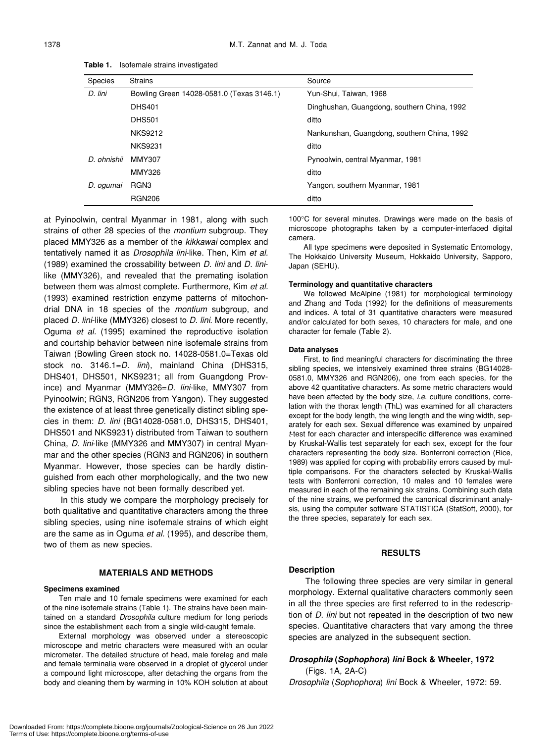**Table 1.** Isofemale strains investigated

| Species | Strains | Source |
|---|---|---|
| *D. lini* | Bowling Green 14028-0581.0 (Texas 3146.1) | Yun-Shui, Taiwan, 1968 |
| | DHS401 | Dinghushan, Guangdong, southern China, 1992 |
| | DHS501 | ditto |
| | NKS9212 | Nankunshan, Guangdong, southern China, 1992 |
| | NKS9231 | ditto |
| *D. ohnishii* | MMY307 | Pynoolwin, central Myanmar, 1981 |
| | MMY326 | ditto |
| *D. ogumai* | RGN3 | Yangon, southern Myanmar, 1981 |
| | RGN206 | ditto |

at Pyinoolwin, central Myanmar in 1981, along with such strains of other 28 species of the *montium* subgroup. They placed MMY326 as a member of the *kikkawai* complex and tentatively named it as *Drosophila lini*-like. Then, Kim *et al.* (1989) examined the crossability between *D. lini* and *D. lini*-like (MMY326), and revealed that the premating isolation between them was almost complete. Furthermore, Kim *et al.* (1993) examined restriction enzyme patterns of mitochondrial DNA in 18 species of the *montium* subgroup, and placed *D. lini*-like (MMY326) closest to *D. lini*. More recently, Oguma *et al.* (1995) examined the reproductive isolation and courtship behavior between nine isofemale strains from Taiwan (Bowling Green stock no. 14028-0581.0=Texas old stock no. 3146.1=*D. lini*), mainland China (DHS315, DHS401, DHS501, NKS9231; all from Guangdong Province) and Myanmar (MMY326=*D. lini*-like, MMY307 from Pyinoolwin; RGN3, RGN206 from Yangon). They suggested the existence of at least three genetically distinct sibling species in them: *D. lini* (BG14028-0581.0, DHS315, DHS401, DHS501 and NKS9231) distributed from Taiwan to southern China, *D. lini*-like (MMY326 and MMY307) in central Myanmar and the other species (RGN3 and RGN206) in southern Myanmar. However, those species can be hardly distinguished from each other morphologically, and the two new sibling species have not been formally described yet.

In this study we compare the morphology precisely for both qualitative and quantitative characters among the three sibling species, using nine isofemale strains of which eight are the same as in Oguma *et al.* (1995), and describe them, two of them as new species.

## MATERIALS AND METHODS

### Specimens examined

Ten male and 10 female specimens were examined for each of the nine isofemale strains (Table 1). The strains have been maintained on a standard *Drosophila* culture medium for long periods since the establishment each from a single wild-caught female.

External morphology was observed under a stereoscopic microscope and metric characters were measured with an ocular micrometer. The detailed structure of head, male foreleg and male and female terminalia were observed in a droplet of glycerol under a compound light microscope, after detaching the organs from the body and cleaning them by warming in 10% KOH solution at about 100°C for several minutes. Drawings were made on the basis of microscope photographs taken by a computer-interfaced digital camera.

All type specimens were deposited in Systematic Entomology, The Hokkaido University Museum, Hokkaido University, Sapporo, Japan (SEHU).

### Terminology and quantitative characters

We followed McAlpine (1981) for morphological terminology and Zhang and Toda (1992) for the definitions of measurements and indices. A total of 31 quantitative characters were measured and/or calculated for both sexes, 10 characters for male, and one character for female (Table 2).

### Data analyses

First, to find meaningful characters for discriminating the three sibling species, we intensively examined three strains (BG14028-0581.0, MMY326 and RGN206), one from each species, for the above 42 quantitative characters. As some metric characters would have been affected by the body size, *i.e.* culture conditions, correlation with the thorax length (ThL) was examined for all characters except for the body length, the wing length and the wing width, separately for each sex. Sexual difference was examined by unpaired *t*-test for each character and interspecific difference was examined by Kruskal-Wallis test separately for each sex, except for the four characters representing the body size. Bonferroni correction (Rice, 1989) was applied for coping with probability errors caused by multiple comparisons. For the characters selected by Kruskal-Wallis tests with Bonferroni correction, 10 males and 10 females were measured in each of the remaining six strains. Combining such data of the nine strains, we performed the canonical discriminant analysis, using the computer software STATISTICA (StatSoft, 2000), for the three species, separately for each sex.

## RESULTS

### Description

The following three species are very similar in general morphology. External qualitative characters commonly seen in all the three species are first referred to in the redescription of *D. lini* but not repeated in the description of two new species. Quantitative characters that vary among the three species are analyzed in the subsequent section.

### *Drosophila* (*Sophophora*) *lini* Bock & Wheeler, 1972

(Figs. 1A, 2A-C)

*Drosophila* (*Sophophora*) *lini* Bock & Wheeler, 1972: 59.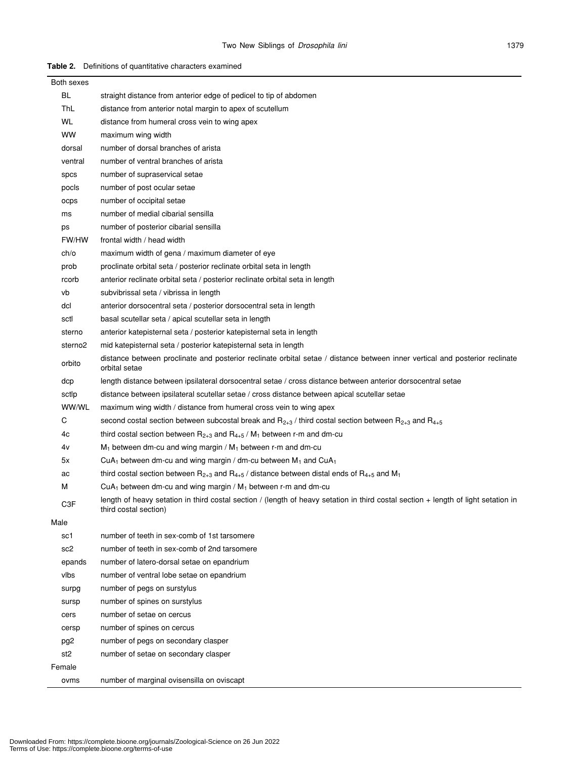**Table 2.** Definitions of quantitative characters examined

| | |
|---|---|
| Both sexes | |
| BL | straight distance from anterior edge of pedicel to tip of abdomen |
| ThL | distance from anterior notal margin to apex of scutellum |
| WL | distance from humeral cross vein to wing apex |
| WW | maximum wing width |
| dorsal | number of dorsal branches of arista |
| ventral | number of ventral branches of arista |
| spcs | number of supraservical setae |
| pocls | number of post ocular setae |
| ocps | number of occipital setae |
| ms | number of medial cibarial sensilla |
| ps | number of posterior cibarial sensilla |
| FW/HW | frontal width / head width |
| ch/o | maximum width of gena / maximum diameter of eye |
| prob | proclinate orbital seta / posterior reclinate orbital seta in length |
| rcorb | anterior reclinate orbital seta / posterior reclinate orbital seta in length |
| vb | subvibrissal seta / vibrissa in length |
| dcl | anterior dorsocentral seta / posterior dorsocentral seta in length |
| sctl | basal scutellar seta / apical scutellar seta in length |
| sterno | anterior katepisternal seta / posterior katepisternal seta in length |
| sterno2 | mid katepisternal seta / posterior katepisternal seta in length |
| orbito | distance between proclinate and posterior reclinate orbital setae / distance between inner vertical and posterior reclinate orbital setae |
| dcp | length distance between ipsilateral dorsocentral setae / cross distance between anterior dorsocentral setae |
| sctlp | distance between ipsilateral scutellar setae / cross distance between apical scutellar setae |
| WW/WL | maximum wing width / distance from humeral cross vein to wing apex |
| C | second costal section between subcostal break and $R_{2+3}$ / third costal section between $R_{2+3}$ and $R_{4+5}$ |
| 4c | third costal section between $R_{2+3}$ and $R_{4+5}$ / $M_1$ between r-m and dm-cu |
| 4v | $M_1$ between dm-cu and wing margin / $M_1$ between r-m and dm-cu |
| 5x | $CuA_1$ between dm-cu and wing margin / dm-cu between $M_1$ and $CuA_1$ |
| ac | third costal section between $R_{2+3}$ and $R_{4+5}$ / distance between distal ends of $R_{4+5}$ and $M_1$ |
| M | $CuA_1$ between dm-cu and wing margin / $M_1$ between r-m and dm-cu |
| C3F | length of heavy setation in third costal section / (length of heavy setation in third costal section + length of light setation in third costal section) |
| Male | |
| sc1 | number of teeth in sex-comb of 1st tarsomere |
| sc2 | number of teeth in sex-comb of 2nd tarsomere |
| epands | number of latero-dorsal setae on epandrium |
| vlbs | number of ventral lobe setae on epandrium |
| surpg | number of pegs on surstylus |
| sursp | number of spines on surstylus |
| cers | number of setae on cercus |
| cersp | number of spines on cercus |
| pg2 | number of pegs on secondary clasper |
| st2 | number of setae on secondary clasper |
| Female | |
| ovms | number of marginal ovisensilla on oviscapt |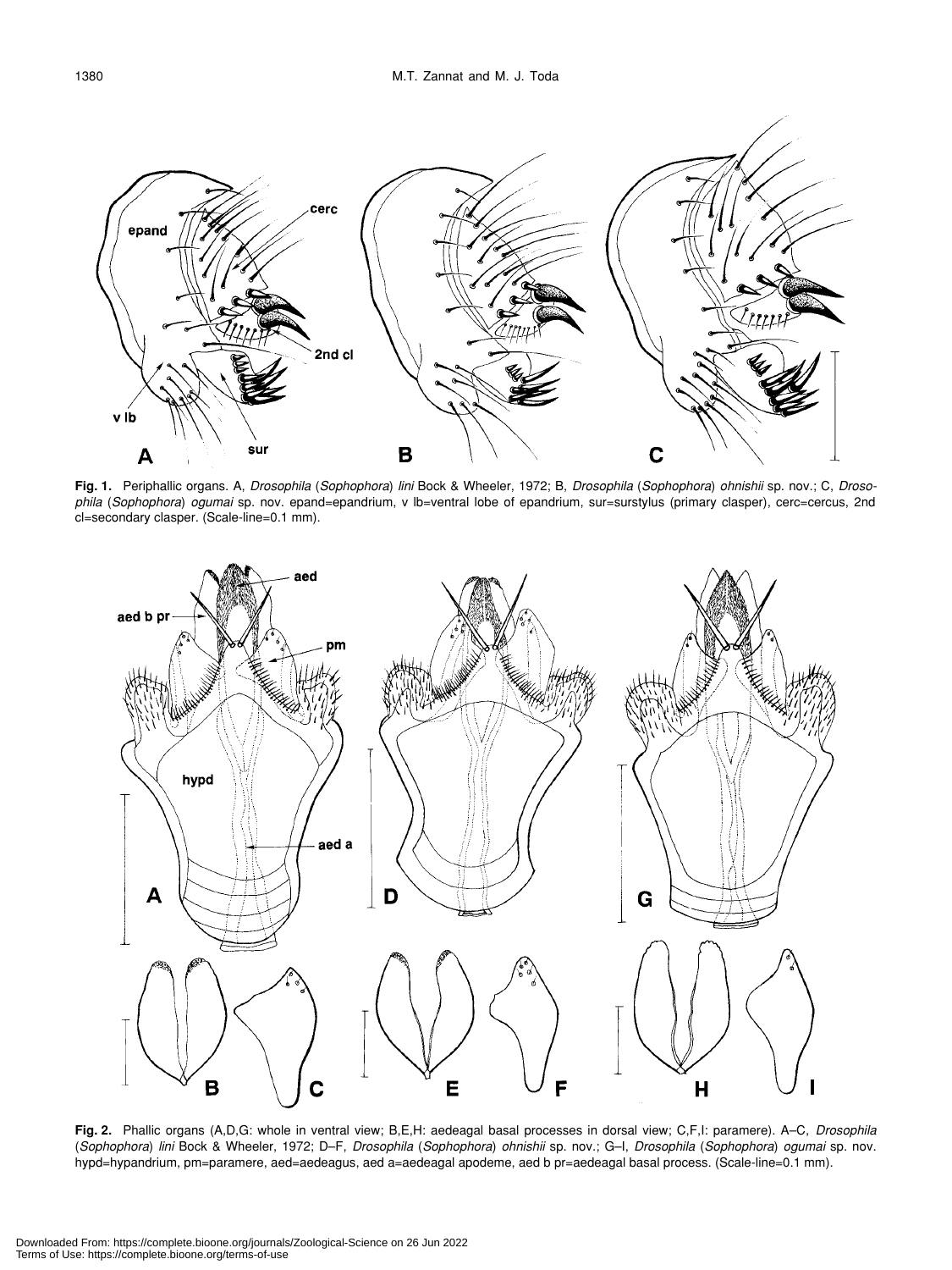**Fig. 1.** Periphallic organs. A, *Drosophila* (*Sophophora*) *lini* Bock & Wheeler, 1972; B, *Drosophila* (*Sophophora*) *ohnishii* sp. nov.; C, *Drosophila* (*Sophophora*) *ogumai* sp. nov. epand=epandrium, v lb=ventral lobe of epandrium, sur=surstylus (primary clasper), cerc=cercus, 2nd cl=secondary clasper. (Scale-line=0.1 mm).

**Fig. 2.** Phallic organs (A,D,G: whole in ventral view; B,E,H: aedeagal basal processes in dorsal view; C,F,I: paramere). A–C, *Drosophila* (*Sophophora*) *lini* Bock & Wheeler, 1972; D–F, *Drosophila* (*Sophophora*) *ohnishii* sp. nov.; G–I, *Drosophila* (*Sophophora*) *ogumai* sp. nov. hypd=hypandrium, pm=paramere, aed=aedeagus, aed a=aedeagal apodeme, aed b pr=aedeagal basal process. (Scale-line=0.1 mm).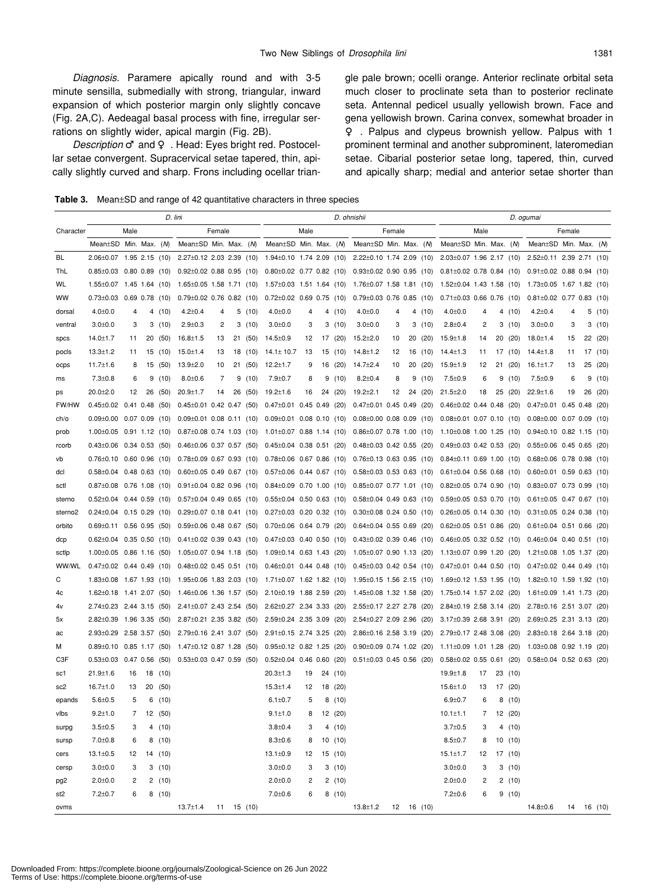*Diagnosis*. Paramere apically round and with 3-5 minute sensilla, submedially with strong, triangular, inward expansion of which posterior margin only slightly concave (Fig. 2A,C). Aedeagal basal process with fine, irregular serrations on slightly wider, apical margin (Fig. 2B).

*Description* ♂ and ♀. Head: Eyes bright red. Postocellar setae convergent. Supracervical setae tapered, thin, apically slightly curved and sharp. Frons including ocellar triangle pale brown; ocelli orange. Anterior reclinate orbital seta much closer to proclinate seta than to posterior reclinate seta. Antennal pedicel usually yellowish brown. Face and gena yellowish brown. Carina convex, somewhat broader in ♀. Palpus and clypeus brownish yellow. Palpus with 1 prominent terminal and another subprominent, lateromedian setae. Cibarial posterior setae long, tapered, thin, curved and apically sharp; medial and anterior setae shorter than

**Table 3.** Mean±SD and range of 42 quantitative characters in three species

| | *D. lini* | | | | | | | | *D. ohnishii* | | | | | | | | *D. ogumai* | | | | | | | |
|---|---|---|---|---|---|---|---|---|---|---|---|---|---|---|---|---|---|---|---|---|---|---|---|---|
| Character | Male | | | | Female | | | | Male | | | | Female | | | | Male | | | | Female | | | |
| | Mean±SD | Min. | Max. | (*N*) | Mean±SD | Min. | Max. | (*N*) | Mean±SD | Min. | Max. | (*N*) | Mean±SD | Min. | Max. | (*N*) | Mean±SD | Min. | Max. | (*N*) | Mean±SD | Min. | Max. | (*N*) |
| BL | 2.06±0.07 | 1.95 | 2.15 | (10) | 2.27±0.12 | 2.03 | 2.39 | (10) | 1.94±0.10 | 1.74 | 2.09 | (10) | 2.22±0.10 | 1.74 | 2.09 | (10) | 2.03±0.07 | 1.96 | 2.17 | (10) | 2.52±0.11 | 2.39 | 2.71 | (10) |
| ThL | 0.85±0.03 | 0.80 | 0.89 | (10) | 0.92±0.02 | 0.88 | 0.95 | (10) | 0.80±0.02 | 0.77 | 0.82 | (10) | 0.93±0.02 | 0.90 | 0.95 | (10) | 0.81±0.02 | 0.78 | 0.84 | (10) | 0.91±0.02 | 0.88 | 0.94 | (10) |
| WL | 1.55±0.07 | 1.45 | 1.64 | (10) | 1.65±0.05 | 1.58 | 1.71 | (10) | 1.57±0.03 | 1.51 | 1.64 | (10) | 1.76±0.07 | 1.58 | 1.81 | (10) | 1.52±0.04 | 1.43 | 1.58 | (10) | 1.73±0.05 | 1.67 | 1.82 | (10) |
| WW | 0.73±0.03 | 0.69 | 0.78 | (10) | 0.79±0.02 | 0.76 | 0.82 | (10) | 0.72±0.02 | 0.69 | 0.75 | (10) | 0.79±0.03 | 0.76 | 0.85 | (10) | 0.71±0.03 | 0.66 | 0.76 | (10) | 0.81±0.02 | 0.77 | 0.83 | (10) |
| dorsal | 4.0±0.0 | 4 | 4 | (10) | 4.2±0.4 | 4 | 5 | (10) | 4.0±0.0 | 4 | 4 | (10) | 4.0±0.0 | 4 | 4 | (10) | 4.0±0.0 | 4 | 4 | (10) | 4.2±0.4 | 4 | 5 | (10) |
| ventral | 3.0±0.0 | 3 | 3 | (10) | 2.9±0.3 | 2 | 3 | (10) | 3.0±0.0 | 3 | 3 | (10) | 3.0±0.0 | 3 | 3 | (10) | 2.8±0.4 | 2 | 3 | (10) | 3.0±0.0 | 3 | 3 | (10) |
| spcs | 14.0±1.7 | 11 | 20 | (50) | 16.8±1.5 | 13 | 21 | (50) | 14.5±0.9 | 12 | 17 | (20) | 15.2±2.0 | 10 | 20 | (20) | 15.9±1.8 | 14 | 20 | (20) | 18.0±1.4 | 15 | 22 | (20) |
| pocls | 13.3±1.2 | 11 | 15 | (10) | 15.0±1.4 | 13 | 18 | (10) | 14.1± 10.7 | 13 | 15 | (10) | 14.8±1.2 | 12 | 16 | (10) | 14.4±1.3 | 11 | 17 | (10) | 14.4±1.8 | 11 | 17 | (10) |
| ocps | 11.7±1.6 | 8 | 15 | (50) | 13.9±2.0 | 10 | 21 | (50) | 12.2±1.7 | 9 | 16 | (20) | 14.7±2.4 | 10 | 20 | (20) | 15.9±1.9 | 12 | 21 | (20) | 16.1±1.7 | 13 | 25 | (20) |
| ms | 7.3±0.8 | 6 | 9 | (10) | 8.0±0.6 | 7 | 9 | (10) | 7.9±0.7 | 8 | 9 | (10) | 8.2±0.4 | 8 | 9 | (10) | 7.5±0.9 | 6 | 9 | (10) | 7.5±0.9 | 6 | 9 | (10) |
| ps | 20.0±2.0 | 12 | 26 | (50) | 20.9±1.7 | 14 | 26 | (50) | 19.2±1.6 | 16 | 24 | (20) | 19.2±2.1 | 12 | 24 | (20) | 21.5±2.0 | 18 | 25 | (20) | 22.9±1.6 | 19 | 26 | (20) |
| FW/HW | 0.45±0.02 | 0.41 | 0.48 | (50) | 0.45±0.01 | 0.42 | 0.47 | (50) | 0.47±0.01 | 0.45 | 0.49 | (20) | 0.47±0.01 | 0.45 | 0.49 | (20) | 0.46±0.02 | 0.44 | 0.48 | (20) | 0.47±0.01 | 0.45 | 0.48 | (20) |
| ch/o | 0.09±0.00 | 0.07 | 0.09 | (10) | 0.09±0.01 | 0.08 | 0.11 | (10) | 0.09±0.01 | 0.08 | 0.10 | (10) | 0.08±0.00 | 0.08 | 0.09 | (10) | 0.08±0.01 | 0.07 | 0.10 | (10) | 0.08±0.00 | 0.07 | 0.09 | (10) |
| prob | 1.00±0.05 | 0.91 | 1.12 | (10) | 0.87±0.08 | 0.74 | 1.03 | (10) | 1.01±0.07 | 0.88 | 1.14 | (10) | 0.86±0.07 | 0.78 | 1.00 | (10) | 1.10±0.08 | 1.00 | 1.25 | (10) | 0.94±0.10 | 0.82 | 1.15 | (10) |
| rcorb | 0.43±0.06 | 0.34 | 0.53 | (50) | 0.46±0.06 | 0.37 | 0.57 | (50) | 0.45±0.04 | 0.38 | 0.51 | (20) | 0.48±0.03 | 0.42 | 0.55 | (20) | 0.49±0.03 | 0.42 | 0.53 | (20) | 0.55±0.06 | 0.45 | 0.65 | (20) |
| vb | 0.76±0.10 | 0.60 | 0.96 | (10) | 0.78±0.09 | 0.67 | 0.93 | (10) | 0.78±0.06 | 0.67 | 0.86 | (10) | 0.76±0.13 | 0.63 | 0.95 | (10) | 0.84±0.11 | 0.69 | 1.00 | (10) | 0.68±0.06 | 0.78 | 0.98 | (10) |
| dcl | 0.58±0.04 | 0.48 | 0.63 | (10) | 0.60±0.05 | 0.49 | 0.67 | (10) | 0.57±0.06 | 0.44 | 0.67 | (10) | 0.58±0.03 | 0.53 | 0.63 | (10) | 0.61±0.04 | 0.56 | 0.68 | (10) | 0.60±0.01 | 0.59 | 0.63 | (10) |
| sctl | 0.87±0.08 | 0.76 | 1.08 | (10) | 0.91±0.04 | 0.82 | 0.96 | (10) | 0.84±0.09 | 0.70 | 1.00 | (10) | 0.85±0.07 | 0.77 | 1.01 | (10) | 0.82±0.05 | 0.74 | 0.90 | (10) | 0.83±0.07 | 0.73 | 0.99 | (10) |
| sterno | 0.52±0.04 | 0.44 | 0.59 | (10) | 0.57±0.04 | 0.49 | 0.65 | (10) | 0.55±0.04 | 0.50 | 0.63 | (10) | 0.58±0.04 | 0.49 | 0.63 | (10) | 0.59±0.05 | 0.53 | 0.70 | (10) | 0.61±0.05 | 0.47 | 0.67 | (10) |
| sterno2 | 0.24±0.04 | 0.15 | 0.29 | (10) | 0.29±0.07 | 0.18 | 0.41 | (10) | 0.27±0.03 | 0.20 | 0.32 | (10) | 0.30±0.08 | 0.24 | 0.50 | (10) | 0.26±0.05 | 0.14 | 0.30 | (10) | 0.31±0.05 | 0.24 | 0.38 | (10) |
| orbito | 0.69±0.11 | 0.56 | 0.95 | (50) | 0.59±0.06 | 0.48 | 0.67 | (50) | 0.70±0.06 | 0.64 | 0.79 | (20) | 0.64±0.04 | 0.55 | 0.69 | (20) | 0.62±0.05 | 0.51 | 0.86 | (20) | 0.61±0.04 | 0.51 | 0.66 | (20) |
| dcp | 0.62±0.04 | 0.35 | 0.50 | (10) | 0.41±0.02 | 0.39 | 0.43 | (10) | 0.47±0.03 | 0.40 | 0.50 | (10) | 0.43±0.02 | 0.39 | 0.46 | (10) | 0.46±0.05 | 0.32 | 0.52 | (10) | 0.46±0.04 | 0.40 | 0.51 | (10) |
| sctlp | 1.00±0.05 | 0.86 | 1.16 | (50) | 1.05±0.07 | 0.94 | 1.18 | (50) | 1.09±0.14 | 0.63 | 1.43 | (20) | 1.05±0.07 | 0.90 | 1.13 | (20) | 1.13±0.07 | 0.99 | 1.20 | (20) | 1.21±0.08 | 1.05 | 1.37 | (20) |
| WW/WL | 0.47±0.02 | 0.44 | 0.49 | (10) | 0.48±0.02 | 0.45 | 0.51 | (10) | 0.46±0.01 | 0.44 | 0.48 | (10) | 0.45±0.03 | 0.42 | 0.54 | (10) | 0.47±0.01 | 0.44 | 0.50 | (10) | 0.47±0.02 | 0.44 | 0.49 | (10) |
| C | 1.83±0.08 | 1.67 | 1.93 | (10) | 1.95±0.06 | 1.83 | 2.03 | (10) | 1.71±0.07 | 1.62 | 1.82 | (10) | 1.95±0.15 | 1.56 | 2.15 | (10) | 1.69±0.12 | 1.53 | 1.95 | (10) | 1.82±0.10 | 1.59 | 1.92 | (10) |
| 4c | 1.62±0.18 | 1.41 | 2.07 | (50) | 1.46±0.06 | 1.36 | 1.57 | (50) | 2.10±0.19 | 1.88 | 2.59 | (20) | 1.45±0.08 | 1.32 | 1.58 | (20) | 1.75±0.14 | 1.57 | 2.02 | (20) | 1.61±0.09 | 1.41 | 1.73 | (20) |
| 4v | 2.74±0.23 | 2.44 | 3.15 | (50) | 2.41±0.07 | 2.43 | 2.54 | (50) | 2.62±0.27 | 2.34 | 3.33 | (20) | 2.55±0.17 | 2.27 | 2.78 | (20) | 2.84±0.19 | 2.58 | 3.14 | (20) | 2.78±0.16 | 2.51 | 3.07 | (20) |
| 5x | 2.82±0.39 | 1.96 | 3.35 | (50) | 2.87±0.21 | 2.35 | 3.82 | (50) | 2.59±0.24 | 2.35 | 3.09 | (20) | 2.54±0.27 | 2.09 | 2.96 | (20) | 3.17±0.39 | 2.68 | 3.91 | (20) | 2.69±0.25 | 2.31 | 3.13 | (20) |
| ac | 2.93±0.29 | 2.58 | 3.57 | (50) | 2.79±0.16 | 2.41 | 3.07 | (50) | 2.91±0.15 | 2.74 | 3.25 | (20) | 2.86±0.16 | 2.58 | 3.19 | (20) | 2.79±0.17 | 2.48 | 3.08 | (20) | 2.83±0.18 | 2.64 | 3.18 | (20) |
| M | 0.89±0.10 | 0.85 | 1.17 | (50) | 1.47±0.12 | 0.87 | 1.28 | (50) | 0.95±0.12 | 0.82 | 1.25 | (20) | 0.90±0.09 | 0.74 | 1.02 | (20) | 1.11±0.09 | 1.01 | 1.28 | (20) | 1.03±0.08 | 0.92 | 1.19 | (20) |
| C3F | 0.53±0.03 | 0.47 | 0.56 | (50) | 0.53±0.03 | 0.47 | 0.59 | (50) | 0.52±0.04 | 0.46 | 0.60 | (20) | 0.51±0.03 | 0.45 | 0.56 | (20) | 0.58±0.02 | 0.55 | 0.61 | (20) | 0.58±0.04 | 0.52 | 0.63 | (20) |
| sc1 | 21.9±1.6 | 16 | 18 | (10) | | | | | 20.3±1.3 | 19 | 24 | (10) | | | | | 19.9±1.8 | 17 | 23 | (10) | | | | |
| sc2 | 16.7±1.0 | 13 | 20 | (50) | | | | | 15.3±1.4 | 12 | 18 | (20) | | | | | 15.6±1.0 | 13 | 17 | (20) | | | | |
| epands | 5.6±0.5 | 5 | 6 | (10) | | | | | 6.1±0.7 | 5 | 8 | (10) | | | | | 6.9±0.7 | 6 | 8 | (10) | | | | |
| vlbs | 9.2±1.0 | 7 | 12 | (50) | | | | | 9.1±1.0 | 8 | 12 | (20) | | | | | 10.1±1.1 | 7 | 12 | (20) | | | | |
| surpg | 3.5±0.5 | 3 | 4 | (10) | | | | | 3.8±0.4 | 3 | 4 | (10) | | | | | 3.7±0.5 | 3 | 4 | (10) | | | | |
| sursp | 7.0±0.8 | 6 | 8 | (10) | | | | | 8.3±0.6 | 8 | 10 | (10) | | | | | 8.5±0.7 | 8 | 10 | (10) | | | | |
| cers | 13.1±0.5 | 12 | 14 | (10) | | | | | 13.1±0.9 | 12 | 15 | (10) | | | | | 15.1±1.7 | 12 | 17 | (10) | | | | |
| cersp | 3.0±0.0 | 3 | 3 | (10) | | | | | 3.0±0.0 | 3 | 3 | (10) | | | | | 3.0±0.0 | 3 | 3 | (10) | | | | |
| pg2 | 2.0±0.0 | 2 | 2 | (10) | | | | | 2.0±0.0 | 2 | 2 | (10) | | | | | 2.0±0.0 | 2 | 2 | (10) | | | | |
| st2 | 7.2±0.7 | 6 | 8 | (10) | | | | | 7.0±0.6 | 6 | 8 | (10) | | | | | 7.2±0.6 | 6 | 9 | (10) | | | | |
| ovms | | | | | 13.7±1.4 | 11 | 15 | (10) | | | | | 13.8±1.2 | 12 | 16 | (10) | | | | | 14.8±0.6 | 14 | 16 | (10) |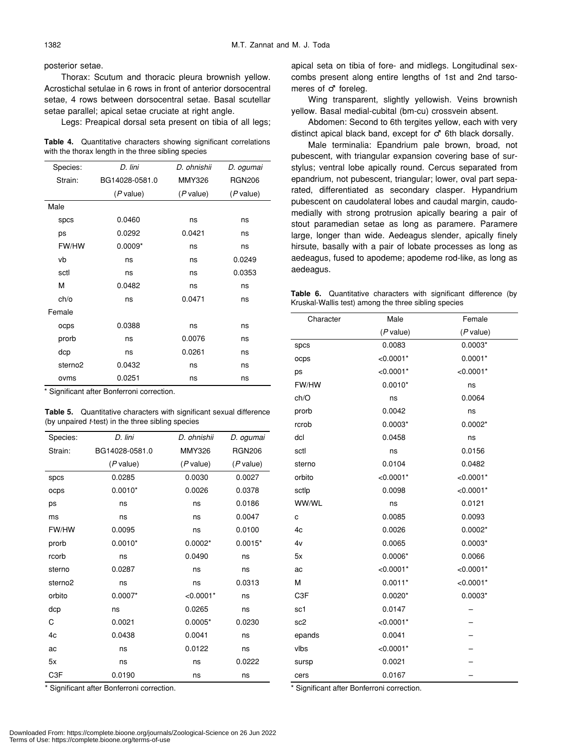posterior setae.

Thorax: Scutum and thoracic pleura brownish yellow. Acrostichal setulae in 6 rows in front of anterior dorsocentral setae, 4 rows between dorsocentral setae. Basal scutellar setae parallel; apical setae cruciate at right angle.

Legs: Preapical dorsal seta present on tibia of all legs; apical seta on tibia of fore- and midlegs. Longitudinal sex-combs present along entire lengths of 1st and 2nd tarsomeres of ♂ foreleg.

**Table 4.** Quantitative characters showing significant correlations with the thorax length in the three sibling species

| Species: | *D. lini* | *D. ohnishii* | *D. ogumai* |
|---|---|---|---|
| Strain: | BG14028-0581.0 | MMY326 | RGN206 |
| | (*P* value) | (*P* value) | (*P* value) |
| Male | | | |
| spcs | 0.0460 | ns | ns |
| ps | 0.0292 | 0.0421 | ns |
| FW/HW | 0.0009* | ns | ns |
| vb | ns | ns | 0.0249 |
| sctl | ns | ns | 0.0353 |
| M | 0.0482 | ns | ns |
| ch/o | ns | 0.0471 | ns |
| Female | | | |
| ocps | 0.0388 | ns | ns |
| prorb | ns | 0.0076 | ns |
| dcp | ns | 0.0261 | ns |
| sterno2 | 0.0432 | ns | ns |
| ovms | 0.0251 | ns | ns |

\* Significant after Bonferroni correction.

**Table 5.** Quantitative characters with significant sexual difference (by unpaired *t*-test) in the three sibling species

| Species: | *D. lini* | *D. ohnishii* | *D. ogumai* |
|---|---|---|---|
| Strain: | BG14028-0581.0 | MMY326 | RGN206 |
| | (*P* value) | (*P* value) | (*P* value) |
| spcs | 0.0285 | 0.0030 | 0.0027 |
| ocps | 0.0010* | 0.0026 | 0.0378 |
| ps | ns | ns | 0.0186 |
| ms | ns | ns | 0.0047 |
| FW/HW | 0.0095 | ns | 0.0100 |
| prorb | 0.0010* | 0.0002* | 0.0015* |
| rcorb | ns | 0.0490 | ns |
| sterno | 0.0287 | ns | ns |
| sterno2 | ns | ns | 0.0313 |
| orbito | 0.0007* | <0.0001* | ns |
| dcp | ns | 0.0265 | ns |
| C | 0.0021 | 0.0005* | 0.0230 |
| 4c | 0.0438 | 0.0041 | ns |
| ac | ns | 0.0122 | ns |
| 5x | ns | ns | 0.0222 |
| C3F | 0.0190 | ns | ns |

\* Significant after Bonferroni correction.

Wing transparent, slightly yellowish. Veins brownish yellow. Basal medial-cubital (bm-cu) crossvein absent.

Abdomen: Second to 6th tergites yellow, each with very distinct apical black band, except for ♂ 6th black dorsally.

Male terminalia: Epandrium pale brown, broad, not pubescent, with triangular expansion covering base of surstylus; ventral lobe apically round. Cercus separated from epandrium, not pubescent, triangular; lower, oval part separated, differentiated as secondary clasper. Hypandrium pubescent on caudolateral lobes and caudal margin, caudomedially with strong protrusion apically bearing a pair of stout paramedian setae as long as paramere. Paramere large, longer than wide. Aedeagus slender, apically finely hirsute, basally with a pair of lobate processes as long as aedeagus, fused to apodeme; apodeme rod-like, as long as aedeagus.

**Table 6.** Quantitative characters with significant difference (by Kruskal-Wallis test) among the three sibling species

| Character | Male | Female |
|---|---|---|
| | (*P* value) | (*P* value) |
| spcs | 0.0083 | 0.0003* |
| ocps | <0.0001* | 0.0001* |
| ps | <0.0001* | <0.0001* |
| FW/HW | 0.0010* | ns |
| ch/O | ns | 0.0064 |
| prorb | 0.0042 | ns |
| rcrob | 0.0003* | 0.0002* |
| dcl | 0.0458 | ns |
| sctl | ns | 0.0156 |
| sterno | 0.0104 | 0.0482 |
| orbito | <0.0001* | <0.0001* |
| sctlp | 0.0098 | <0.0001* |
| WW/WL | ns | 0.0121 |
| c | 0.0085 | 0.0093 |
| 4c | 0.0026 | 0.0002* |
| 4v | 0.0065 | 0.0003* |
| 5x | 0.0006* | 0.0066 |
| ac | <0.0001* | <0.0001* |
| M | 0.0011* | <0.0001* |
| C3F | 0.0020* | 0.0003* |
| sc1 | 0.0147 | – |
| sc2 | <0.0001* | – |
| epands | 0.0041 | – |
| vlbs | <0.0001* | – |
| sursp | 0.0021 | – |
| cers | 0.0167 | – |

\* Significant after Bonferroni correction.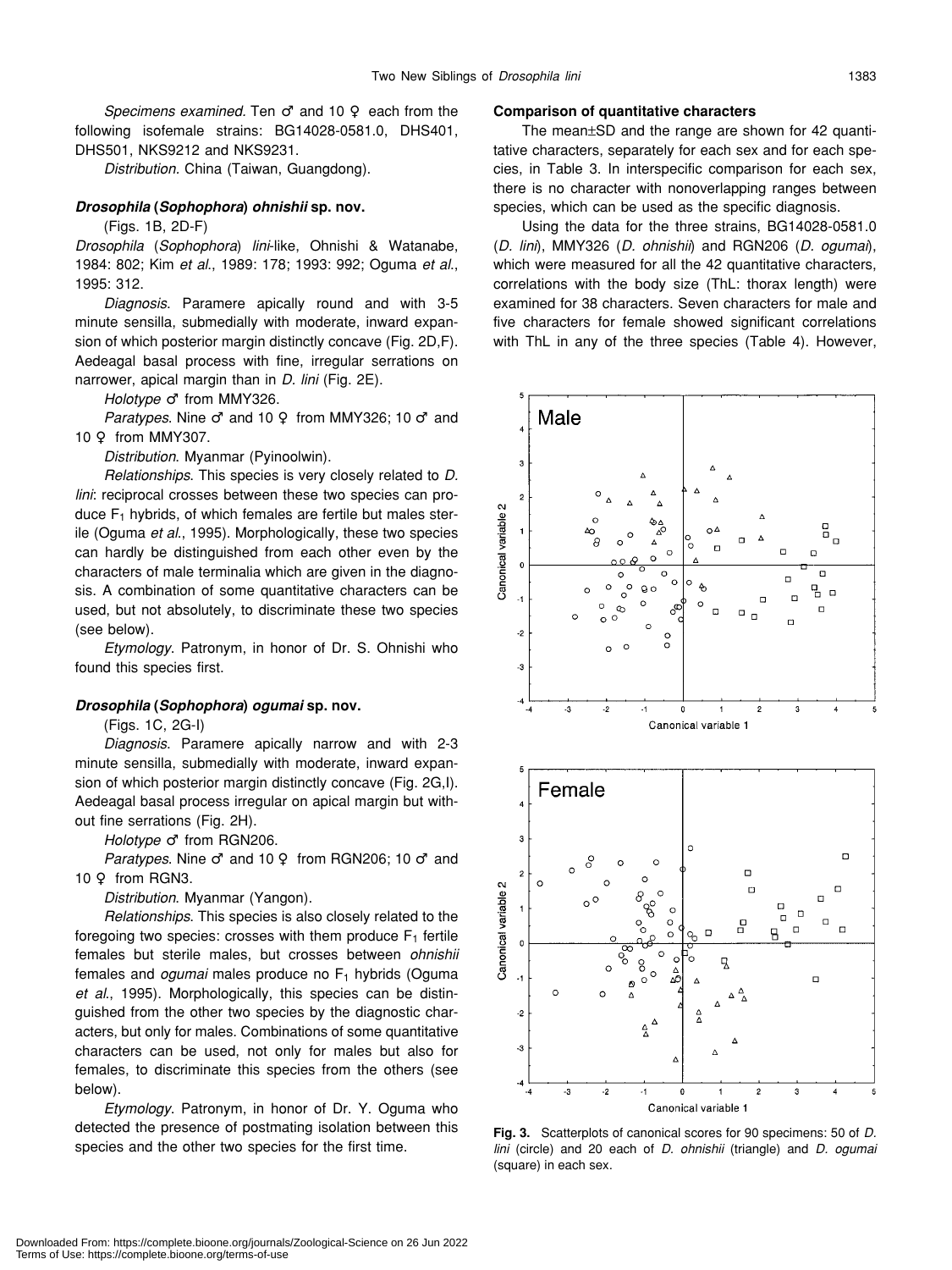*Specimens examined*. Ten ♂ and 10 ♀ each from the following isofemale strains: BG14028-0581.0, DHS401, DHS501, NKS9212 and NKS9231.

*Distribution*. China (Taiwan, Guangdong).

### *Drosophila* (*Sophophora*) *ohnishii* sp. nov.

(Figs. 1B, 2D-F)

*Drosophila* (*Sophophora*) *lini*-like, Ohnishi & Watanabe, 1984: 802; Kim *et al*., 1989: 178; 1993: 992; Oguma *et al*., 1995: 312.

*Diagnosis*. Paramere apically round and with 3-5 minute sensilla, submedially with moderate, inward expansion of which posterior margin distinctly concave (Fig. 2D,F). Aedeagal basal process with fine, irregular serrations on narrower, apical margin than in *D. lini* (Fig. 2E).

*Holotype* ♂ from MMY326.

*Paratypes*. Nine ♂ and 10 ♀ from MMY326; 10 ♂ and 10 ♀ from MMY307.

*Distribution*. Myanmar (Pyinoolwin).

*Relationships*. This species is very closely related to *D. lini*: reciprocal crosses between these two species can produce $F_1$ hybrids, of which females are fertile but males sterile (Oguma *et al*., 1995). Morphologically, these two species can hardly be distinguished from each other even by the characters of male terminalia which are given in the diagnosis. A combination of some quantitative characters can be used, but not absolutely, to discriminate these two species (see below).

*Etymology*. Patronym, in honor of Dr. S. Ohnishi who found this species first.

### *Drosophila* (*Sophophora*) *ogumai* sp. nov.

(Figs. 1C, 2G-I)

*Diagnosis*. Paramere apically narrow and with 2-3 minute sensilla, submedially with moderate, inward expansion of which posterior margin distinctly concave (Fig. 2G,I). Aedeagal basal process irregular on apical margin but without fine serrations (Fig. 2H).

*Holotype* ♂ from RGN206.

*Paratypes*. Nine ♂ and 10 ♀ from RGN206; 10 ♂ and 10 ♀ from RGN3.

*Distribution*. Myanmar (Yangon).

*Relationships*. This species is also closely related to the foregoing two species: crosses with them produce $F_1$ fertile females but sterile males, but crosses between *ohnishii* females and *ogumai* males produce no $F_1$ hybrids (Oguma *et al*., 1995). Morphologically, this species can be distinguished from the other two species by the diagnostic characters, but only for males. Combinations of some quantitative characters can be used, not only for males but also for females, to discriminate this species from the others (see below).

*Etymology*. Patronym, in honor of Dr. Y. Oguma who detected the presence of postmating isolation between this species and the other two species for the first time.

### Comparison of quantitative characters

The mean±SD and the range are shown for 42 quantitative characters, separately for each sex and for each species, in Table 3. In interspecific comparison for each sex, there is no character with nonoverlapping ranges between species, which can be used as the specific diagnosis.

Using the data for the three strains, BG14028-0581.0 (*D. lini*), MMY326 (*D. ohnishii*) and RGN206 (*D. ogumai*), which were measured for all the 42 quantitative characters, correlations with the body size (ThL: thorax length) were examined for 38 characters. Seven characters for male and five characters for female showed significant correlations with ThL in any of the three species (Table 4). However,

Male
Canonical variable 1
Canonical variable 2

Female
Canonical variable 1
Canonical variable 2

**Fig. 3.** Scatterplots of canonical scores for 90 specimens: 50 of *D. lini* (circle) and 20 each of *D. ohnishii* (triangle) and *D. ogumai* (square) in each sex.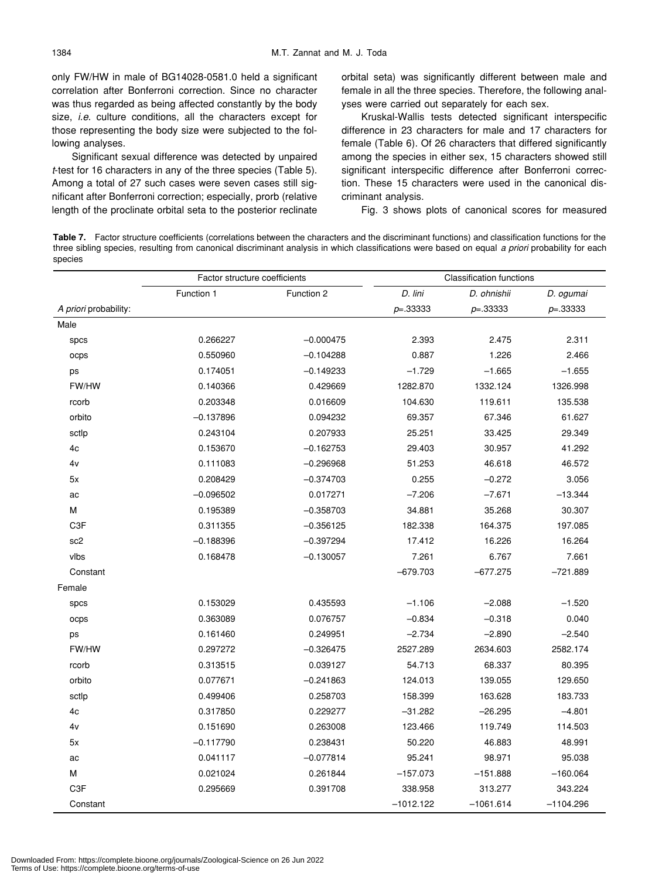only FW/HW in male of BG14028-0581.0 held a significant correlation after Bonferroni correction. Since no character was thus regarded as being affected constantly by the body size, *i.e.* culture conditions, all the characters except for those representing the body size were subjected to the following analyses.

Significant sexual difference was detected by unpaired *t*-test for 16 characters in any of the three species (Table 5). Among a total of 27 such cases were seven cases still significant after Bonferroni correction; especially, prorb (relative length of the proclinate orbital seta to the posterior reclinate orbital seta) was significantly different between male and female in all the three species. Therefore, the following analyses were carried out separately for each sex.

Kruskal-Wallis tests detected significant interspecific difference in 23 characters for male and 17 characters for female (Table 6). Of 26 characters that differed significantly among the species in either sex, 15 characters showed still significant interspecific difference after Bonferroni correction. These 15 characters were used in the canonical discriminant analysis.

Fig. 3 shows plots of canonical scores for measured

**Table 7.** Factor structure coefficients (correlations between the characters and the discriminant functions) and classification functions for the three sibling species, resulting from canonical discriminant analysis in which classifications were based on equal *a priori* probability for each species

| | Factor structure coefficients | | Classification functions | | |
|---|---|---|---|---|---|
| | Function 1 | Function 2 | *D. lini* | *D. ohnishii* | *D. ogumai* |
| *A priori* probability: | | | $p$=.33333 | $p$=.33333 | $p$=.33333 |
| Male | | | | | |
| spcs | 0.266227 | −0.000475 | 2.393 | 2.475 | 2.311 |
| ocps | 0.550960 | −0.104288 | 0.887 | 1.226 | 2.466 |
| ps | 0.174051 | −0.149233 | −1.729 | −1.665 | −1.655 |
| FW/HW | 0.140366 | 0.429669 | 1282.870 | 1332.124 | 1326.998 |
| rcorb | 0.203348 | 0.016609 | 104.630 | 119.611 | 135.538 |
| orbito | −0.137896 | 0.094232 | 69.357 | 67.346 | 61.627 |
| sctlp | 0.243104 | 0.207933 | 25.251 | 33.425 | 29.349 |
| 4c | 0.153670 | −0.162753 | 29.403 | 30.957 | 41.292 |
| 4v | 0.111083 | −0.296968 | 51.253 | 46.618 | 46.572 |
| 5x | 0.208429 | −0.374703 | 0.255 | −0.272 | 3.056 |
| ac | −0.096502 | 0.017271 | −7.206 | −7.671 | −13.344 |
| M | 0.195389 | −0.358703 | 34.881 | 35.268 | 30.307 |
| C3F | 0.311355 | −0.356125 | 182.338 | 164.375 | 197.085 |
| sc2 | −0.188396 | −0.397294 | 17.412 | 16.226 | 16.264 |
| vlbs | 0.168478 | −0.130057 | 7.261 | 6.767 | 7.661 |
| Constant | | | −679.703 | −677.275 | −721.889 |
| Female | | | | | |
| spcs | 0.153029 | 0.435593 | −1.106 | −2.088 | −1.520 |
| ocps | 0.363089 | 0.076757 | −0.834 | −0.318 | 0.040 |
| ps | 0.161460 | 0.249951 | −2.734 | −2.890 | −2.540 |
| FW/HW | 0.297272 | −0.326475 | 2527.289 | 2634.603 | 2582.174 |
| rcorb | 0.313515 | 0.039127 | 54.713 | 68.337 | 80.395 |
| orbito | 0.077671 | −0.241863 | 124.013 | 139.055 | 129.650 |
| sctlp | 0.499406 | 0.258703 | 158.399 | 163.628 | 183.733 |
| 4c | 0.317850 | 0.229277 | −31.282 | −26.295 | −4.801 |
| 4v | 0.151690 | 0.263008 | 123.466 | 119.749 | 114.503 |
| 5x | −0.117790 | 0.238431 | 50.220 | 46.883 | 48.991 |
| ac | 0.041117 | −0.077814 | 95.241 | 98.971 | 95.038 |
| M | 0.021024 | 0.261844 | −157.073 | −151.888 | −160.064 |
| C3F | 0.295669 | 0.391708 | 338.958 | 313.277 | 343.224 |
| Constant | | | −1012.122 | −1061.614 | −1104.296 |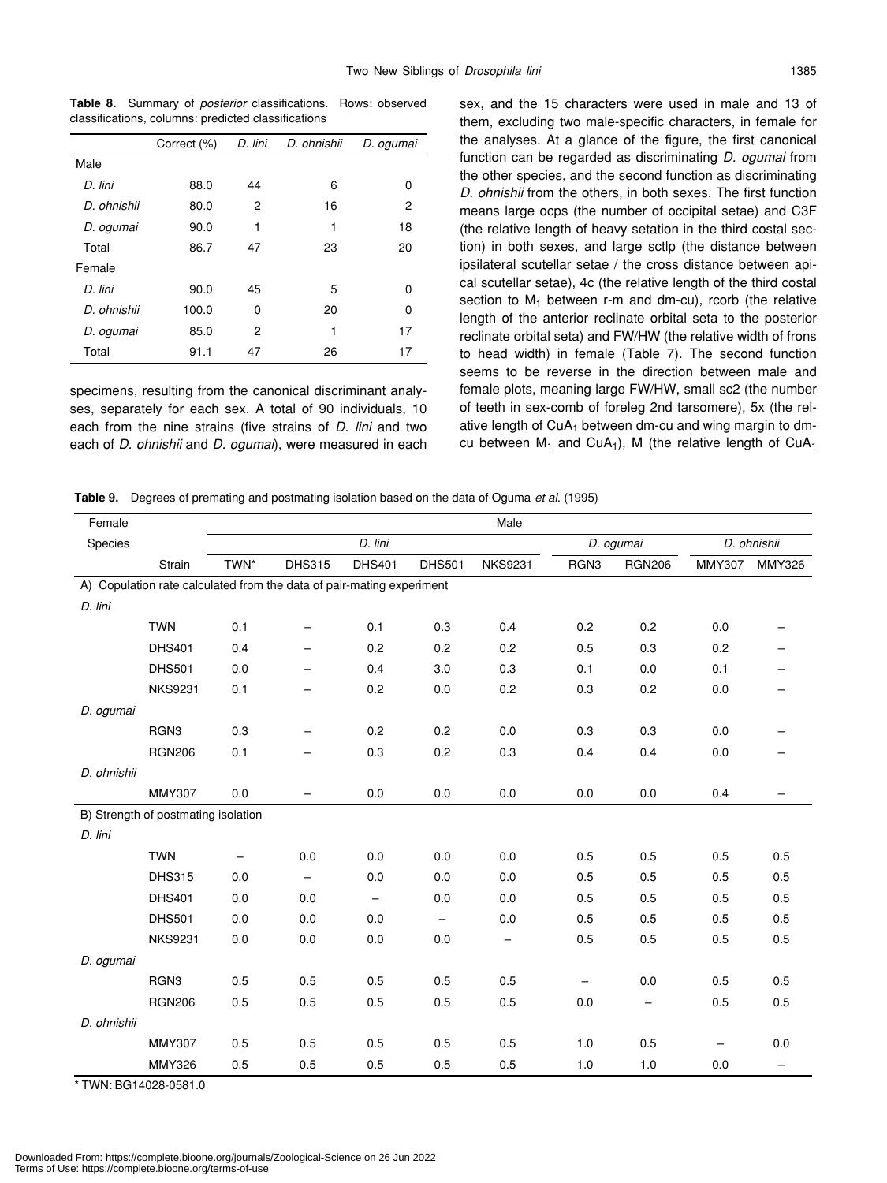**Table 8.** Summary of *posterior* classifications. Rows: observed classifications, columns: predicted classifications

| | Correct (%) | *D. lini* | *D. ohnishii* | *D. ogumai* |
|---|---|---|---|---|
| Male | | | | |
| *D. lini* | 88.0 | 44 | 6 | 0 |
| *D. ohnishii* | 80.0 | 2 | 16 | 2 |
| *D. ogumai* | 90.0 | 1 | 1 | 18 |
| Total | 86.7 | 47 | 23 | 20 |
| Female | | | | |
| *D. lini* | 90.0 | 45 | 5 | 0 |
| *D. ohnishii* | 100.0 | 0 | 20 | 0 |
| *D. ogumai* | 85.0 | 2 | 1 | 17 |
| Total | 91.1 | 47 | 26 | 17 |

specimens, resulting from the canonical discriminant analyses, separately for each sex. A total of 90 individuals, 10 each from the nine strains (five strains of *D. lini* and two each of *D. ohnishii* and *D. ogumai*), were measured in each sex, and the 15 characters were used in male and 13 of them, excluding two male-specific characters, in female for the analyses. At a glance of the figure, the first canonical function can be regarded as discriminating *D. ogumai* from the other species, and the second function as discriminating *D. ohnishii* from the others, in both sexes. The first function means large ocps (the number of occipital setae) and C3F (the relative length of heavy setation in the third costal section) in both sexes, and large sctlp (the distance between ipsilateral scutellar setae / the cross distance between apical scutellar setae), 4c (the relative length of the third costal section to $M_1$ between r-m and dm-cu), rcorb (the relative length of the anterior reclinate orbital seta to the posterior reclinate orbital seta) and FW/HW (the relative width of frons to head width) in female (Table 7). The second function seems to be reverse in the direction between male and female plots, meaning large FW/HW, small sc2 (the number of teeth in sex-comb of foreleg 2nd tarsomere), 5x (the relative length of $CuA_1$ between dm-cu and wing margin to dm-cu between $M_1$ and $CuA_1$), M (the relative length of $CuA_1$

**Table 9.** Degrees of premating and postmating isolation based on the data of Oguma *et al.* (1995)

| Female | | Male | | | | | | | | |
|---|---|---|---|---|---|---|---|---|---|---|
| Species | | *D. lini* | | | | | *D. ogumai* | | *D. ohnishii* | |
| | Strain | TWN* | DHS315 | DHS401 | DHS501 | NKS9231 | RGN3 | RGN206 | MMY307 | MMY326 |
| A) Copulation rate calculated from the data of pair-mating experiment | | | | | | | | | | |
| *D. lini* | | | | | | | | | | |
| | TWN | 0.1 | – | 0.1 | 0.3 | 0.4 | 0.2 | 0.2 | 0.0 | – |
| | DHS401 | 0.4 | – | 0.2 | 0.2 | 0.2 | 0.5 | 0.3 | 0.2 | – |
| | DHS501 | 0.0 | – | 0.4 | 3.0 | 0.3 | 0.1 | 0.0 | 0.1 | – |
| | NKS9231 | 0.1 | – | 0.2 | 0.0 | 0.2 | 0.3 | 0.2 | 0.0 | – |
| *D. ogumai* | | | | | | | | | | |
| | RGN3 | 0.3 | – | 0.2 | 0.2 | 0.0 | 0.3 | 0.3 | 0.0 | – |
| | RGN206 | 0.1 | – | 0.3 | 0.2 | 0.3 | 0.4 | 0.4 | 0.0 | – |
| *D. ohnishii* | | | | | | | | | | |
| | MMY307 | 0.0 | – | 0.0 | 0.0 | 0.0 | 0.0 | 0.0 | 0.4 | – |
| B) Strength of postmating isolation | | | | | | | | | | |
| *D. lini* | | | | | | | | | | |
| | TWN | – | 0.0 | 0.0 | 0.0 | 0.0 | 0.5 | 0.5 | 0.5 | 0.5 |
| | DHS315 | 0.0 | – | 0.0 | 0.0 | 0.0 | 0.5 | 0.5 | 0.5 | 0.5 |
| | DHS401 | 0.0 | 0.0 | – | 0.0 | 0.0 | 0.5 | 0.5 | 0.5 | 0.5 |
| | DHS501 | 0.0 | 0.0 | 0.0 | – | 0.0 | 0.5 | 0.5 | 0.5 | 0.5 |
| | NKS9231 | 0.0 | 0.0 | 0.0 | 0.0 | – | 0.5 | 0.5 | 0.5 | 0.5 |
| *D. ogumai* | | | | | | | | | | |
| | RGN3 | 0.5 | 0.5 | 0.5 | 0.5 | 0.5 | – | 0.0 | 0.5 | 0.5 |
| | RGN206 | 0.5 | 0.5 | 0.5 | 0.5 | 0.5 | 0.0 | – | 0.5 | 0.5 |
| *D. ohnishii* | | | | | | | | | | |
| | MMY307 | 0.5 | 0.5 | 0.5 | 0.5 | 0.5 | 1.0 | 0.5 | – | 0.0 |
| | MMY326 | 0.5 | 0.5 | 0.5 | 0.5 | 0.5 | 1.0 | 1.0 | 0.0 | – |

\* TWN: BG14028-0581.0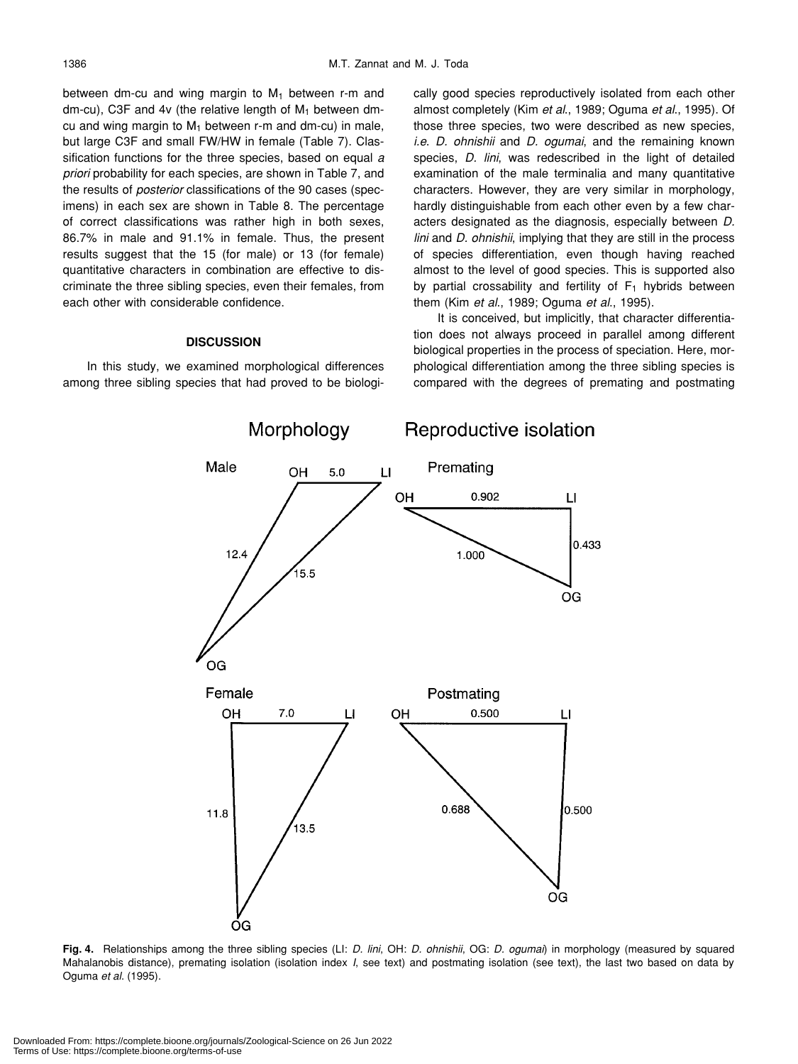between dm-cu and wing margin to $M_1$ between r-m and dm-cu), C3F and 4v (the relative length of $M_1$ between dm-cu and wing margin to $M_1$ between r-m and dm-cu) in male, but large C3F and small FW/HW in female (Table 7). Classification functions for the three species, based on equal *a priori* probability for each species, are shown in Table 7, and the results of *posterior* classifications of the 90 cases (specimens) in each sex are shown in Table 8. The percentage of correct classifications was rather high in both sexes, 86.7% in male and 91.1% in female. Thus, the present results suggest that the 15 (for male) or 13 (for female) quantitative characters in combination are effective to discriminate the three sibling species, even their females, from each other with considerable confidence.

## DISCUSSION

In this study, we examined morphological differences among three sibling species that had proved to be biologically good species reproductively isolated from each other almost completely (Kim *et al*., 1989; Oguma *et al*., 1995). Of those three species, two were described as new species, *i.e. D. ohnishii* and *D. ogumai*, and the remaining known species, *D. lini*, was redescribed in the light of detailed examination of the male terminalia and many quantitative characters. However, they are very similar in morphology, hardly distinguishable from each other even by a few characters designated as the diagnosis, especially between *D. lini* and *D. ohnishii*, implying that they are still in the process of species differentiation, even though having reached almost to the level of good species. This is supported also by partial crossability and fertility of $F_1$ hybrids between them (Kim *et al*., 1989; Oguma *et al*., 1995).

It is conceived, but implicitly, that character differentiation does not always proceed in parallel among different biological properties in the process of speciation. Here, morphological differentiation among the three sibling species is compared with the degrees of premating and postmating

Morphology

Reproductive isolation

Male

OH 5.0 LI

12.4

15.5

OG

Premating

OH 0.902 LI

1.000

0.433

OG

Female

OH 7.0 LI

11.8

13.5

OG

Postmating

OH 0.500 LI

0.688

0.500

OG

**Fig. 4.** Relationships among the three sibling species (LI: *D. lini*, OH: *D. ohnishii*, OG: *D. ogumai*) in morphology (measured by squared Mahalanobis distance), premating isolation (isolation index *I*, see text) and postmating isolation (see text), the last two based on data by Oguma *et al*. (1995).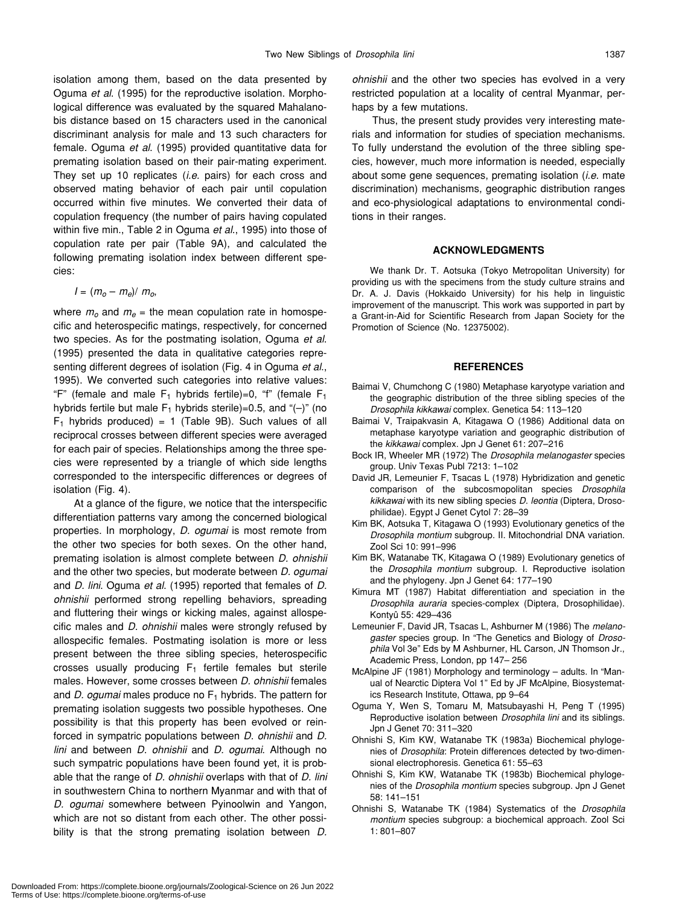isolation among them, based on the data presented by Oguma *et al.* (1995) for the reproductive isolation. Morphological difference was evaluated by the squared Mahalanobis distance based on 15 characters used in the canonical discriminant analysis for male and 13 such characters for female. Oguma *et al.* (1995) provided quantitative data for premating isolation based on their pair-mating experiment. They set up 10 replicates (*i.e.* pairs) for each cross and observed mating behavior of each pair until copulation occurred within five minutes. We converted their data of copulation frequency (the number of pairs having copulated within five min., Table 2 in Oguma *et al.*, 1995) into those of copulation rate per pair (Table 9A), and calculated the following premating isolation index between different species:

$$I = (m_o - m_e)/ m_o,$$

where $m_o$ and $m_e$ = the mean copulation rate in homospecific and heterospecific matings, respectively, for concerned two species. As for the postmating isolation, Oguma *et al.* (1995) presented the data in qualitative categories representing different degrees of isolation (Fig. 4 in Oguma *et al.*, 1995). We converted such categories into relative values: "F" (female and male $F_1$ hybrids fertile)=0, "f" (female $F_1$ hybrids fertile but male $F_1$ hybrids sterile)=0.5, and "(–)" (no $F_1$ hybrids produced) = 1 (Table 9B). Such values of all reciprocal crosses between different species were averaged for each pair of species. Relationships among the three species were represented by a triangle of which side lengths corresponded to the interspecific differences or degrees of isolation (Fig. 4).

At a glance of the figure, we notice that the interspecific differentiation patterns vary among the concerned biological properties. In morphology, *D. ogumai* is most remote from the other two species for both sexes. On the other hand, premating isolation is almost complete between *D. ohnishii* and the other two species, but moderate between *D. ogumai* and *D. lini*. Oguma *et al.* (1995) reported that females of *D. ohnishii* performed strong repelling behaviors, spreading and fluttering their wings or kicking males, against allospecific males and *D. ohnishii* males were strongly refused by allospecific females. Postmating isolation is more or less present between the three sibling species, heterospecific crosses usually producing $F_1$ fertile females but sterile males. However, some crosses between *D. ohnishii* females and *D. ogumai* males produce no $F_1$ hybrids. The pattern for premating isolation suggests two possible hypotheses. One possibility is that this property has been evolved or reinforced in sympatric populations between *D. ohnishii* and *D. lini* and between *D. ohnishii* and *D. ogumai*. Although no such sympatric populations have been found yet, it is probable that the range of *D. ohnishii* overlaps with that of *D. lini* in southwestern China to northern Myanmar and with that of *D. ogumai* somewhere between Pyinoolwin and Yangon, which are not so distant from each other. The other possibility is that the strong premating isolation between *D. ohnishii* and the other two species has evolved in a very restricted population at a locality of central Myanmar, perhaps by a few mutations.

Thus, the present study provides very interesting materials and information for studies of speciation mechanisms. To fully understand the evolution of the three sibling species, however, much more information is needed, especially about some gene sequences, premating isolation (*i.e.* mate discrimination) mechanisms, geographic distribution ranges and eco-physiological adaptations to environmental conditions in their ranges.

## ACKNOWLEDGMENTS

We thank Dr. T. Aotsuka (Tokyo Metropolitan University) for providing us with the specimens from the study culture strains and Dr. A. J. Davis (Hokkaido University) for his help in linguistic improvement of the manuscript. This work was supported in part by a Grant-in-Aid for Scientific Research from Japan Society for the Promotion of Science (No. 12375002).

## REFERENCES

Baimai V, Chumchong C (1980) Metaphase karyotype variation and the geographic distribution of the three sibling species of the *Drosophila kikkawai* complex. Genetica 54: 113–120

Baimai V, Traipakvasin A, Kitagawa O (1986) Additional data on metaphase karyotype variation and geographic distribution of the *kikkawai* complex. Jpn J Genet 61: 207–216

Bock IR, Wheeler MR (1972) The *Drosophila melanogaster* species group. Univ Texas Publ 7213: 1–102

David JR, Lemeunier F, Tsacas L (1978) Hybridization and genetic comparison of the subcosmopolitan species *Drosophila kikkawai* with its new sibling species *D. leontia* (Diptera, Drosophilidae). Egypt J Genet Cytol 7: 28–39

Kim BK, Aotsuka T, Kitagawa O (1993) Evolutionary genetics of the *Drosophila montium* subgroup. II. Mitochondrial DNA variation. Zool Sci 10: 991–996

Kim BK, Watanabe TK, Kitagawa O (1989) Evolutionary genetics of the *Drosophila montium* subgroup. I. Reproductive isolation and the phylogeny. Jpn J Genet 64: 177–190

Kimura MT (1987) Habitat differentiation and speciation in the *Drosophila auraria* species-complex (Diptera, Drosophilidae). Kontyû 55: 429–436

Lemeunier F, David JR, Tsacas L, Ashburner M (1986) The *melanogaster* species group. In "The Genetics and Biology of *Drosophila* Vol 3e" Eds by M Ashburner, HL Carson, JN Thomson Jr., Academic Press, London, pp 147– 256

McAlpine JF (1981) Morphology and terminology – adults. In "Manual of Nearctic Diptera Vol 1" Ed by JF McAlpine, Biosystematics Research Institute, Ottawa, pp 9–64

Oguma Y, Wen S, Tomaru M, Matsubayashi H, Peng T (1995) Reproductive isolation between *Drosophila lini* and its siblings. Jpn J Genet 70: 311–320

Ohnishi S, Kim KW, Watanabe TK (1983a) Biochemical phylogenies of *Drosophila*: Protein differences detected by two-dimensional electrophoresis. Genetica 61: 55–63

Ohnishi S, Kim KW, Watanabe TK (1983b) Biochemical phylogenies of the *Drosophila montium* species subgroup. Jpn J Genet 58: 141–151

Ohnishi S, Watanabe TK (1984) Systematics of the *Drosophila montium* species subgroup: a biochemical approach. Zool Sci 1: 801–807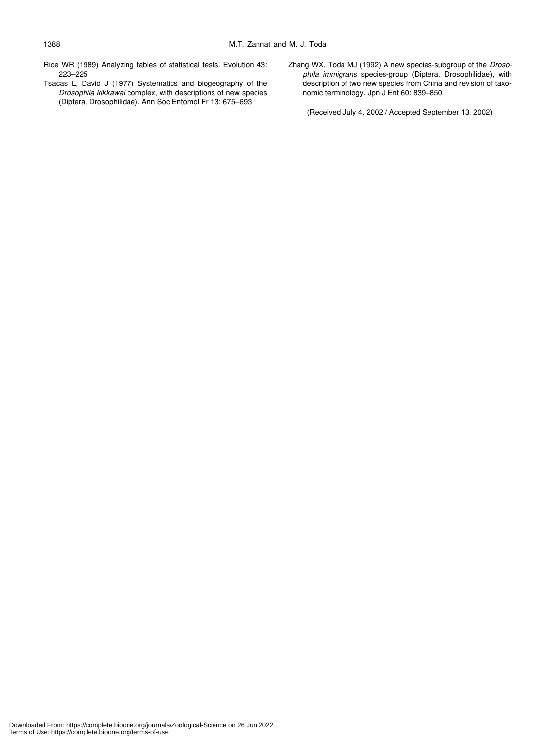Rice WR (1989) Analyzing tables of statistical tests. Evolution 43: 223–225

Tsacas L, David J (1977) Systematics and biogeography of the *Drosophila kikkawai* complex, with descriptions of new species (Diptera, Drosophilidae). Ann Soc Entomol Fr 13: 675–693

Zhang WX, Toda MJ (1992) A new species-subgroup of the *Drosophila immigrans* species-group (Diptera, Drosophilidae), with description of two new species from China and revision of taxonomic terminology. Jpn J Ent 60: 839–850

(Received July 4, 2002 / Accepted September 13, 2002)